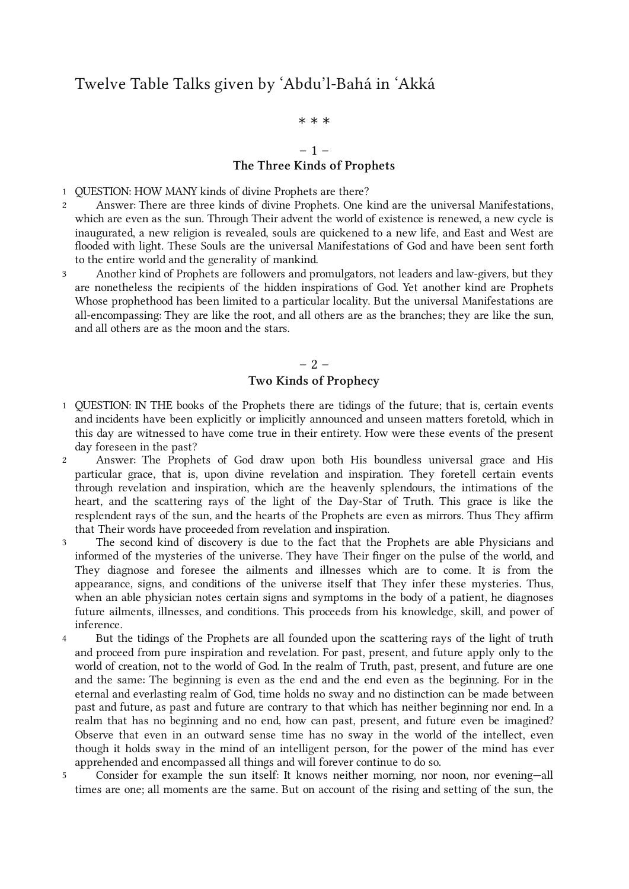# Twelve Table Talks given by ʻAbdu'l-Bahá in ʻAkká

\* \* \*

## – 1 –
## The Three Kinds of Prophets

1 QUESTION: HOW MANY kinds of divine Prophets are there?

2 Answer: There are three kinds of divine Prophets. One kind are the universal Manifestations, which are even as the sun. Through Their advent the world of existence is renewed, a new cycle is inaugurated, a new religion is revealed, souls are quickened to a new life, and East and West are flooded with light. These Souls are the universal Manifestations of God and have been sent forth to the entire world and the generality of mankind.

3 Another kind of Prophets are followers and promulgators, not leaders and law-givers, but they are nonetheless the recipients of the hidden inspirations of God. Yet another kind are Prophets Whose prophethood has been limited to a particular locality. But the universal Manifestations are all-encompassing: They are like the root, and all others are as the branches; they are like the sun, and all others are as the moon and the stars.

## – 2 –
## Two Kinds of Prophecy

1 QUESTION: IN THE books of the Prophets there are tidings of the future; that is, certain events and incidents have been explicitly or implicitly announced and unseen matters foretold, which in this day are witnessed to have come true in their entirety. How were these events of the present day foreseen in the past?

2 Answer: The Prophets of God draw upon both His boundless universal grace and His particular grace, that is, upon divine revelation and inspiration. They foretell certain events through revelation and inspiration, which are the heavenly splendours, the intimations of the heart, and the scattering rays of the light of the Day-Star of Truth. This grace is like the resplendent rays of the sun, and the hearts of the Prophets are even as mirrors. Thus They affirm that Their words have proceeded from revelation and inspiration.

3 The second kind of discovery is due to the fact that the Prophets are able Physicians and informed of the mysteries of the universe. They have Their finger on the pulse of the world, and They diagnose and foresee the ailments and illnesses which are to come. It is from the appearance, signs, and conditions of the universe itself that They infer these mysteries. Thus, when an able physician notes certain signs and symptoms in the body of a patient, he diagnoses future ailments, illnesses, and conditions. This proceeds from his knowledge, skill, and power of inference.

4 But the tidings of the Prophets are all founded upon the scattering rays of the light of truth and proceed from pure inspiration and revelation. For past, present, and future apply only to the world of creation, not to the world of God. In the realm of Truth, past, present, and future are one and the same: The beginning is even as the end and the end even as the beginning. For in the eternal and everlasting realm of God, time holds no sway and no distinction can be made between past and future, as past and future are contrary to that which has neither beginning nor end. In a realm that has no beginning and no end, how can past, present, and future even be imagined? Observe that even in an outward sense time has no sway in the world of the intellect, even though it holds sway in the mind of an intelligent person, for the power of the mind has ever apprehended and encompassed all things and will forever continue to do so.

5 Consider for example the sun itself: It knows neither morning, nor noon, nor evening—all times are one; all moments are the same. But on account of the rising and setting of the sun, the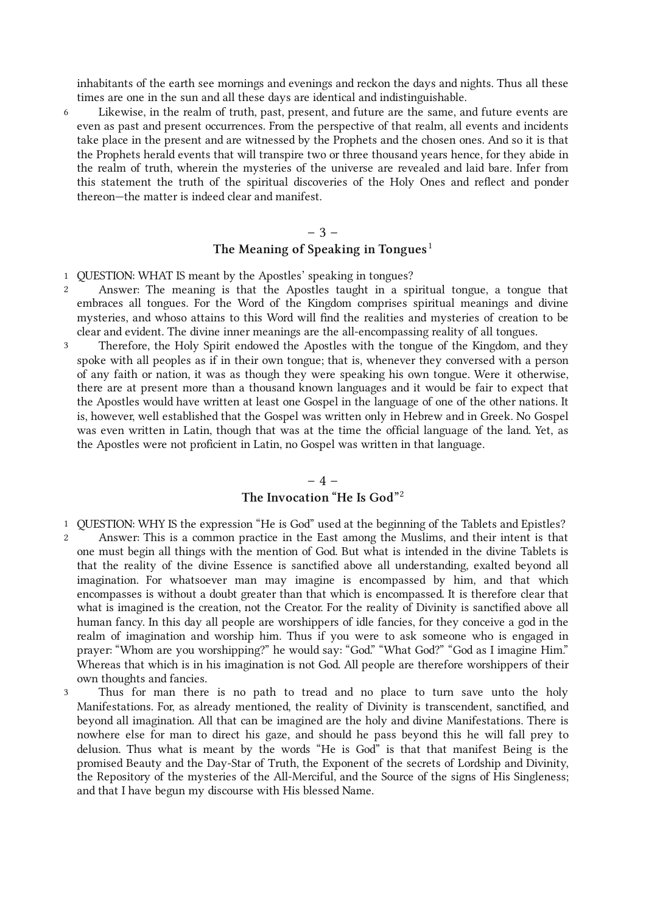inhabitants of the earth see mornings and evenings and reckon the days and nights. Thus all these times are one in the sun and all these days are identical and indistinguishable.

6 Likewise, in the realm of truth, past, present, and future are the same, and future events are even as past and present occurrences. From the perspective of that realm, all events and incidents take place in the present and are witnessed by the Prophets and the chosen ones. And so it is that the Prophets herald events that will transpire two or three thousand years hence, for they abide in the realm of truth, wherein the mysteries of the universe are revealed and laid bare. Infer from this statement the truth of the spiritual discoveries of the Holy Ones and reflect and ponder thereon—the matter is indeed clear and manifest.

## – 3 –
## The Meaning of Speaking in Tongues[1]

1 QUESTION: WHAT IS meant by the Apostles' speaking in tongues?

2 Answer: The meaning is that the Apostles taught in a spiritual tongue, a tongue that embraces all tongues. For the Word of the Kingdom comprises spiritual meanings and divine mysteries, and whoso attains to this Word will find the realities and mysteries of creation to be clear and evident. The divine inner meanings are the all-encompassing reality of all tongues.

3 Therefore, the Holy Spirit endowed the Apostles with the tongue of the Kingdom, and they spoke with all peoples as if in their own tongue; that is, whenever they conversed with a person of any faith or nation, it was as though they were speaking his own tongue. Were it otherwise, there are at present more than a thousand known languages and it would be fair to expect that the Apostles would have written at least one Gospel in the language of one of the other nations. It is, however, well established that the Gospel was written only in Hebrew and in Greek. No Gospel was even written in Latin, though that was at the time the official language of the land. Yet, as the Apostles were not proficient in Latin, no Gospel was written in that language.

## – 4 –
## The Invocation "He Is God"[2]

1 QUESTION: WHY IS the expression "He is God" used at the beginning of the Tablets and Epistles?

2 Answer: This is a common practice in the East among the Muslims, and their intent is that one must begin all things with the mention of God. But what is intended in the divine Tablets is that the reality of the divine Essence is sanctified above all understanding, exalted beyond all imagination. For whatsoever man may imagine is encompassed by him, and that which encompasses is without a doubt greater than that which is encompassed. It is therefore clear that what is imagined is the creation, not the Creator. For the reality of Divinity is sanctified above all human fancy. In this day all people are worshippers of idle fancies, for they conceive a god in the realm of imagination and worship him. Thus if you were to ask someone who is engaged in prayer: "Whom are you worshipping?" he would say: "God." "What God?" "God as I imagine Him." Whereas that which is in his imagination is not God. All people are therefore worshippers of their own thoughts and fancies.

3 Thus for man there is no path to tread and no place to turn save unto the holy Manifestations. For, as already mentioned, the reality of Divinity is transcendent, sanctified, and beyond all imagination. All that can be imagined are the holy and divine Manifestations. There is nowhere else for man to direct his gaze, and should he pass beyond this he will fall prey to delusion. Thus what is meant by the words "He is God" is that that manifest Being is the promised Beauty and the Day-Star of Truth, the Exponent of the secrets of Lordship and Divinity, the Repository of the mysteries of the All-Merciful, and the Source of the signs of His Singleness; and that I have begun my discourse with His blessed Name.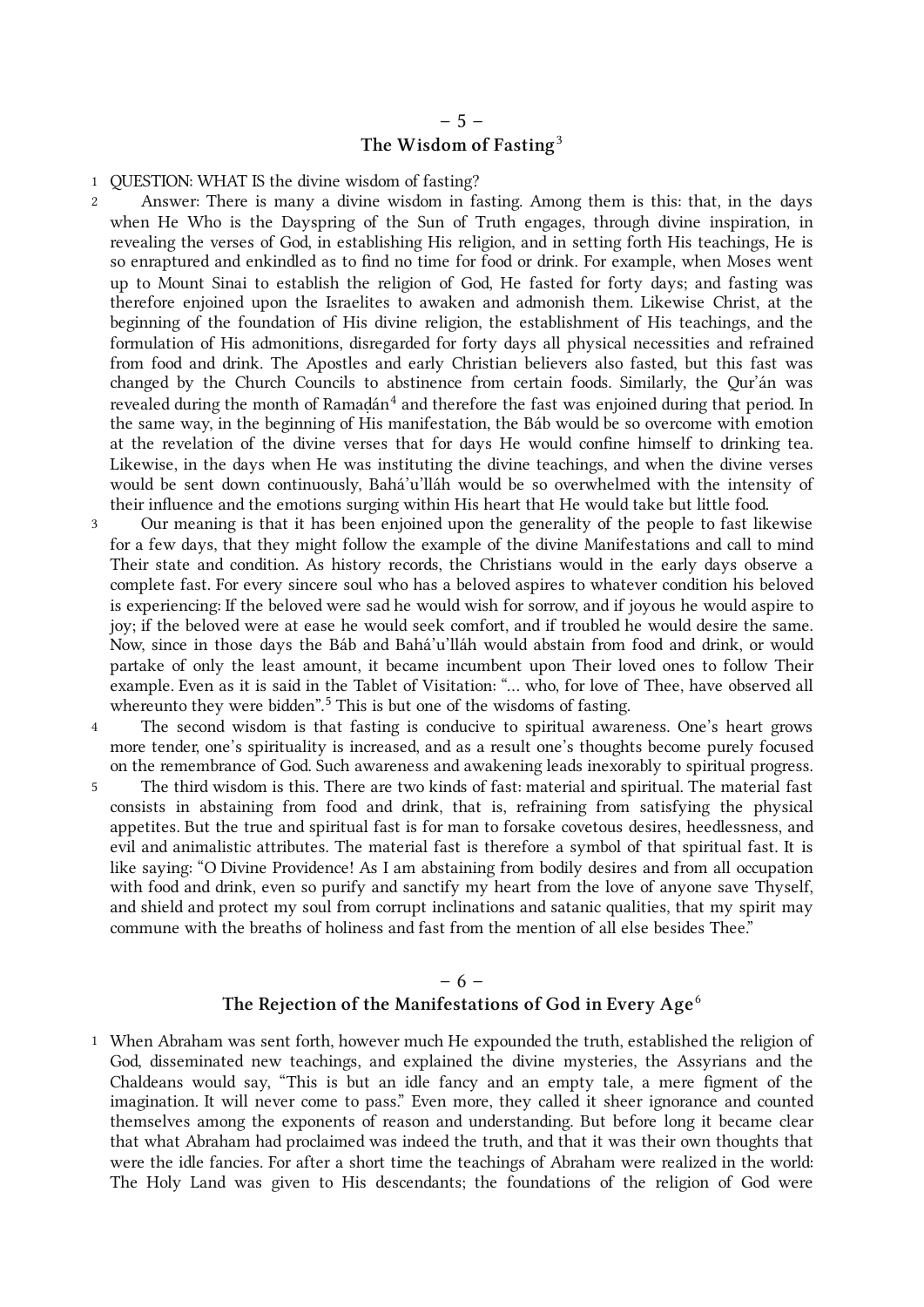## – 5 –
## The Wisdom of Fasting[3]

1 QUESTION: WHAT IS the divine wisdom of fasting?

2 Answer: There is many a divine wisdom in fasting. Among them is this: that, in the days when He Who is the Dayspring of the Sun of Truth engages, through divine inspiration, in revealing the verses of God, in establishing His religion, and in setting forth His teachings, He is so enraptured and enkindled as to find no time for food or drink. For example, when Moses went up to Mount Sinai to establish the religion of God, He fasted for forty days; and fasting was therefore enjoined upon the Israelites to awaken and admonish them. Likewise Christ, at the beginning of the foundation of His divine religion, the establishment of His teachings, and the formulation of His admonitions, disregarded for forty days all physical necessities and refrained from food and drink. The Apostles and early Christian believers also fasted, but this fast was changed by the Church Councils to abstinence from certain foods. Similarly, the Qur'án was revealed during the month of Ramaḍán[4] and therefore the fast was enjoined during that period. In the same way, in the beginning of His manifestation, the Báb would be so overcome with emotion at the revelation of the divine verses that for days He would confine himself to drinking tea. Likewise, in the days when He was instituting the divine teachings, and when the divine verses would be sent down continuously, Bahá'u'lláh would be so overwhelmed with the intensity of their influence and the emotions surging within His heart that He would take but little food.

3 Our meaning is that it has been enjoined upon the generality of the people to fast likewise for a few days, that they might follow the example of the divine Manifestations and call to mind Their state and condition. As history records, the Christians would in the early days observe a complete fast. For every sincere soul who has a beloved aspires to whatever condition his beloved is experiencing: If the beloved were sad he would wish for sorrow, and if joyous he would aspire to joy; if the beloved were at ease he would seek comfort, and if troubled he would desire the same. Now, since in those days the Báb and Bahá'u'lláh would abstain from food and drink, or would partake of only the least amount, it became incumbent upon Their loved ones to follow Their example. Even as it is said in the Tablet of Visitation: "… who, for love of Thee, have observed all whereunto they were bidden".[5] This is but one of the wisdoms of fasting.

4 The second wisdom is that fasting is conducive to spiritual awareness. One's heart grows more tender, one's spirituality is increased, and as a result one's thoughts become purely focused on the remembrance of God. Such awareness and awakening leads inexorably to spiritual progress.

5 The third wisdom is this. There are two kinds of fast: material and spiritual. The material fast consists in abstaining from food and drink, that is, refraining from satisfying the physical appetites. But the true and spiritual fast is for man to forsake covetous desires, heedlessness, and evil and animalistic attributes. The material fast is therefore a symbol of that spiritual fast. It is like saying: "O Divine Providence! As I am abstaining from bodily desires and from all occupation with food and drink, even so purify and sanctify my heart from the love of anyone save Thyself, and shield and protect my soul from corrupt inclinations and satanic qualities, that my spirit may commune with the breaths of holiness and fast from the mention of all else besides Thee."

## – 6 –
## The Rejection of the Manifestations of God in Every Age[6]

1 When Abraham was sent forth, however much He expounded the truth, established the religion of God, disseminated new teachings, and explained the divine mysteries, the Assyrians and the Chaldeans would say, "This is but an idle fancy and an empty tale, a mere figment of the imagination. It will never come to pass." Even more, they called it sheer ignorance and counted themselves among the exponents of reason and understanding. But before long it became clear that what Abraham had proclaimed was indeed the truth, and that it was their own thoughts that were the idle fancies. For after a short time the teachings of Abraham were realized in the world: The Holy Land was given to His descendants; the foundations of the religion of God were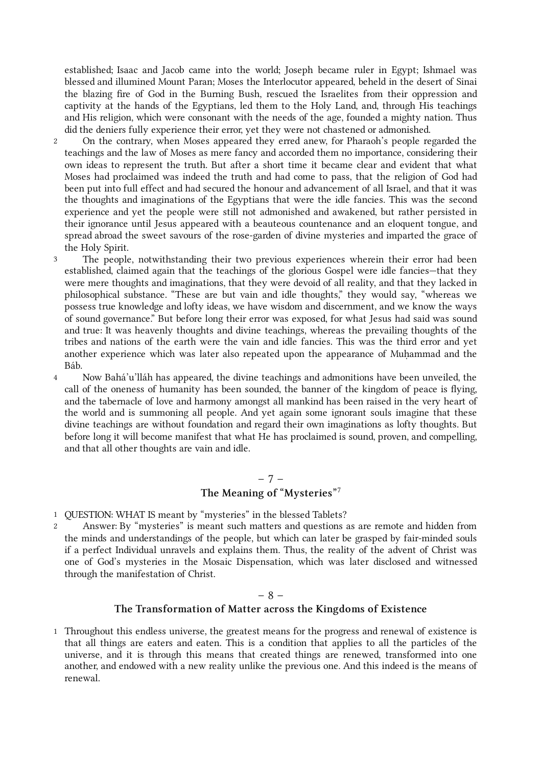established; Isaac and Jacob came into the world; Joseph became ruler in Egypt; Ishmael was blessed and illumined Mount Paran; Moses the Interlocutor appeared, beheld in the desert of Sinai the blazing fire of God in the Burning Bush, rescued the Israelites from their oppression and captivity at the hands of the Egyptians, led them to the Holy Land, and, through His teachings and His religion, which were consonant with the needs of the age, founded a mighty nation. Thus did the deniers fully experience their error, yet they were not chastened or admonished.

2 On the contrary, when Moses appeared they erred anew, for Pharaoh's people regarded the teachings and the law of Moses as mere fancy and accorded them no importance, considering their own ideas to represent the truth. But after a short time it became clear and evident that what Moses had proclaimed was indeed the truth and had come to pass, that the religion of God had been put into full effect and had secured the honour and advancement of all Israel, and that it was the thoughts and imaginations of the Egyptians that were the idle fancies. This was the second experience and yet the people were still not admonished and awakened, but rather persisted in their ignorance until Jesus appeared with a beauteous countenance and an eloquent tongue, and spread abroad the sweet savours of the rose-garden of divine mysteries and imparted the grace of the Holy Spirit.

3 The people, notwithstanding their two previous experiences wherein their error had been established, claimed again that the teachings of the glorious Gospel were idle fancies—that they were mere thoughts and imaginations, that they were devoid of all reality, and that they lacked in philosophical substance. "These are but vain and idle thoughts," they would say, "whereas we possess true knowledge and lofty ideas, we have wisdom and discernment, and we know the ways of sound governance." But before long their error was exposed, for what Jesus had said was sound and true: It was heavenly thoughts and divine teachings, whereas the prevailing thoughts of the tribes and nations of the earth were the vain and idle fancies. This was the third error and yet another experience which was later also repeated upon the appearance of Muḥammad and the Báb.

4 Now Bahá'u'lláh has appeared, the divine teachings and admonitions have been unveiled, the call of the oneness of humanity has been sounded, the banner of the kingdom of peace is flying, and the tabernacle of love and harmony amongst all mankind has been raised in the very heart of the world and is summoning all people. And yet again some ignorant souls imagine that these divine teachings are without foundation and regard their own imaginations as lofty thoughts. But before long it will become manifest that what He has proclaimed is sound, proven, and compelling, and that all other thoughts are vain and idle.

## – 7 –
## The Meaning of "Mysteries"[7]

1 QUESTION: WHAT IS meant by "mysteries" in the blessed Tablets?

2 Answer: By "mysteries" is meant such matters and questions as are remote and hidden from the minds and understandings of the people, but which can later be grasped by fair-minded souls if a perfect Individual unravels and explains them. Thus, the reality of the advent of Christ was one of God's mysteries in the Mosaic Dispensation, which was later disclosed and witnessed through the manifestation of Christ.

## – 8 –
## The Transformation of Matter across the Kingdoms of Existence

1 Throughout this endless universe, the greatest means for the progress and renewal of existence is that all things are eaters and eaten. This is a condition that applies to all the particles of the universe, and it is through this means that created things are renewed, transformed into one another, and endowed with a new reality unlike the previous one. And this indeed is the means of renewal.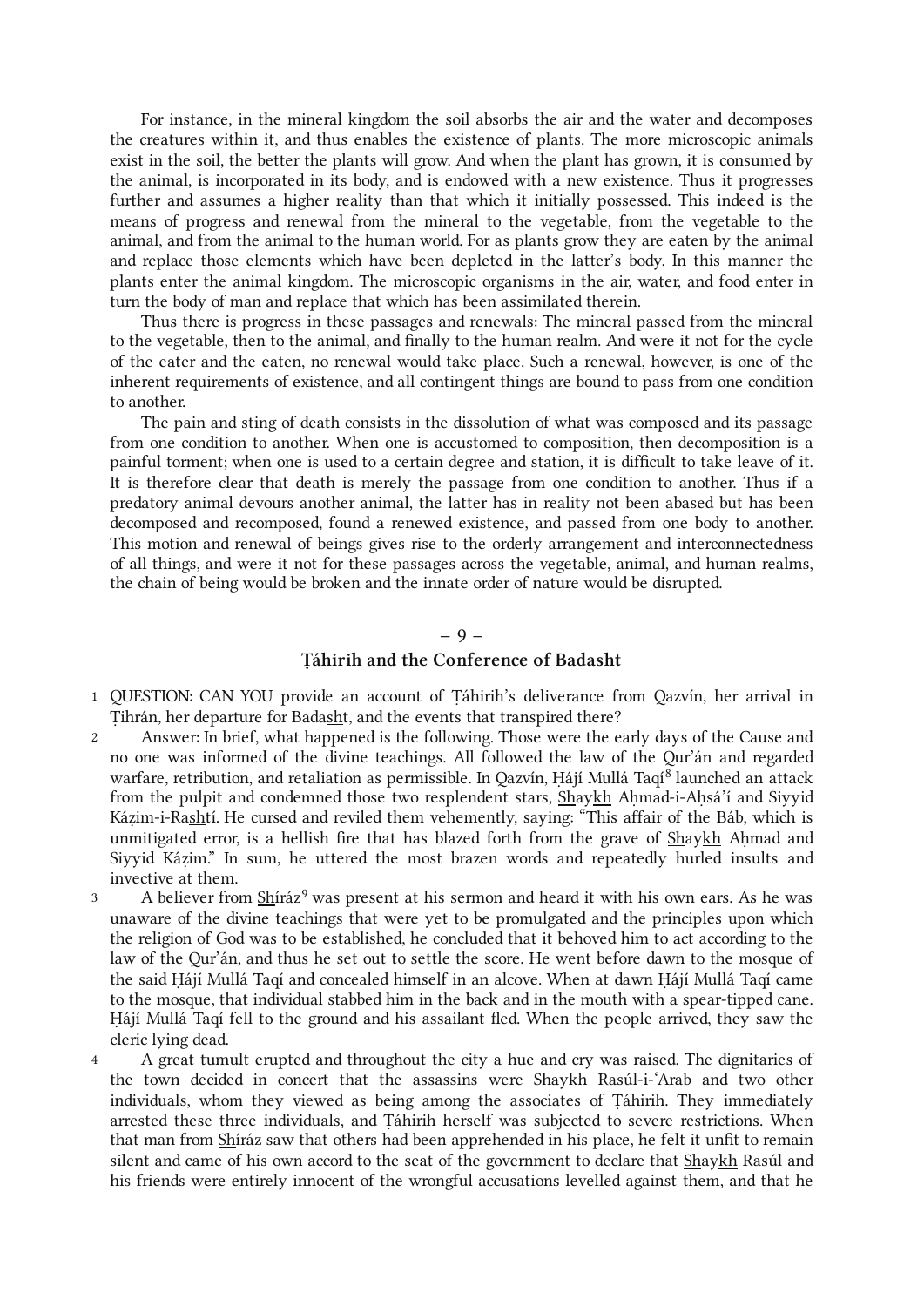For instance, in the mineral kingdom the soil absorbs the air and the water and decomposes the creatures within it, and thus enables the existence of plants. The more microscopic animals exist in the soil, the better the plants will grow. And when the plant has grown, it is consumed by the animal, is incorporated in its body, and is endowed with a new existence. Thus it progresses further and assumes a higher reality than that which it initially possessed. This indeed is the means of progress and renewal from the mineral to the vegetable, from the vegetable to the animal, and from the animal to the human world. For as plants grow they are eaten by the animal and replace those elements which have been depleted in the latter's body. In this manner the plants enter the animal kingdom. The microscopic organisms in the air, water, and food enter in turn the body of man and replace that which has been assimilated therein.

Thus there is progress in these passages and renewals: The mineral passed from the mineral to the vegetable, then to the animal, and finally to the human realm. And were it not for the cycle of the eater and the eaten, no renewal would take place. Such a renewal, however, is one of the inherent requirements of existence, and all contingent things are bound to pass from one condition to another.

The pain and sting of death consists in the dissolution of what was composed and its passage from one condition to another. When one is accustomed to composition, then decomposition is a painful torment; when one is used to a certain degree and station, it is difficult to take leave of it. It is therefore clear that death is merely the passage from one condition to another. Thus if a predatory animal devours another animal, the latter has in reality not been abased but has been decomposed and recomposed, found a renewed existence, and passed from one body to another. This motion and renewal of beings gives rise to the orderly arrangement and interconnectedness of all things, and were it not for these passages across the vegetable, animal, and human realms, the chain of being would be broken and the innate order of nature would be disrupted.

## – 9 –

## Ṭáhirih and the Conference of Badasht

1 QUESTION: CAN YOU provide an account of Ṭáhirih's deliverance from Qazvín, her arrival in Ṭihrán, her departure for Bada<u>sh</u>t, and the events that transpired there?

2 Answer: In brief, what happened is the following. Those were the early days of the Cause and no one was informed of the divine teachings. All followed the law of the Qur'án and regarded warfare, retribution, and retaliation as permissible. In Qazvín, Ḥájí Mullá Taqí[8] launched an attack from the pulpit and condemned those two resplendent stars, <u>Sh</u>ay<u>kh</u> Aḥmad-i-Aḥsá'í and Siyyid Káẓim-i-Ra<u>sh</u>tí. He cursed and reviled them vehemently, saying: "This affair of the Báb, which is unmitigated error, is a hellish fire that has blazed forth from the grave of <u>Sh</u>ay<u>kh</u> Aḥmad and Siyyid Káẓim." In sum, he uttered the most brazen words and repeatedly hurled insults and invective at them.

3 A believer from <u>Sh</u>íráz[9] was present at his sermon and heard it with his own ears. As he was unaware of the divine teachings that were yet to be promulgated and the principles upon which the religion of God was to be established, he concluded that it behoved him to act according to the law of the Qur'án, and thus he set out to settle the score. He went before dawn to the mosque of the said Ḥájí Mullá Taqí and concealed himself in an alcove. When at dawn Ḥájí Mullá Taqí came to the mosque, that individual stabbed him in the back and in the mouth with a spear-tipped cane. Ḥájí Mullá Taqí fell to the ground and his assailant fled. When the people arrived, they saw the cleric lying dead.

4 A great tumult erupted and throughout the city a hue and cry was raised. The dignitaries of the town decided in concert that the assassins were <u>Sh</u>ay<u>kh</u> Rasúl-i-'Arab and two other individuals, whom they viewed as being among the associates of Ṭáhirih. They immediately arrested these three individuals, and Ṭáhirih herself was subjected to severe restrictions. When that man from <u>Sh</u>íráz saw that others had been apprehended in his place, he felt it unfit to remain silent and came of his own accord to the seat of the government to declare that <u>Sh</u>ay<u>kh</u> Rasúl and his friends were entirely innocent of the wrongful accusations levelled against them, and that he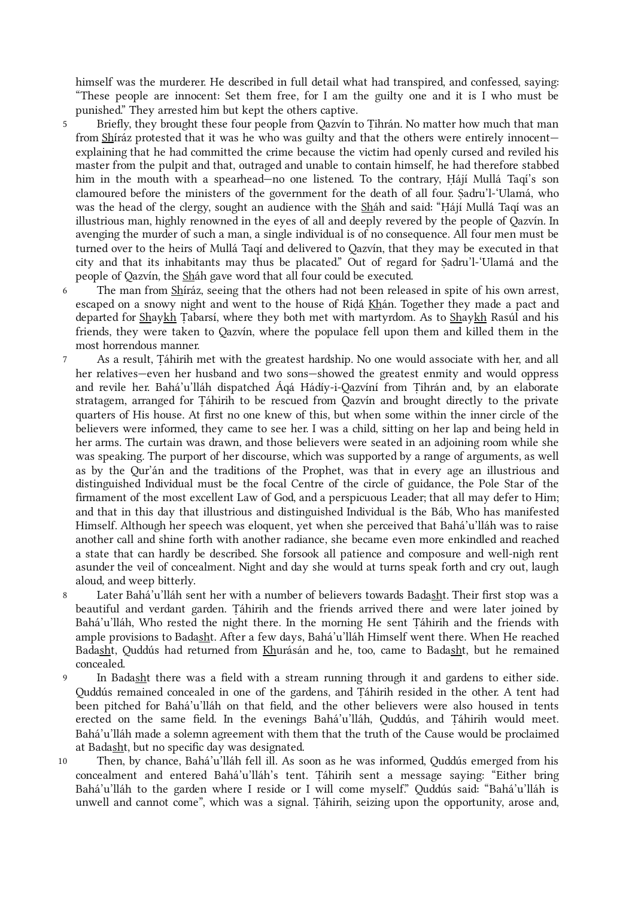himself was the murderer. He described in full detail what had transpired, and confessed, saying: "These people are innocent: Set them free, for I am the guilty one and it is I who must be punished." They arrested him but kept the others captive.

5 Briefly, they brought these four people from Qazvín to Ṭihrán. No matter how much that man from Shíráz protested that it was he who was guilty and that the others were entirely innocent—explaining that he had committed the crime because the victim had openly cursed and reviled his master from the pulpit and that, outraged and unable to contain himself, he had therefore stabbed him in the mouth with a spearhead—no one listened. To the contrary, Ḥájí Mullá Taqí's son clamoured before the ministers of the government for the death of all four. Ṣadru'l-'Ulamá, who was the head of the clergy, sought an audience with the Sháh and said: "Ḥájí Mullá Taqí was an illustrious man, highly renowned in the eyes of all and deeply revered by the people of Qazvín. In avenging the murder of such a man, a single individual is of no consequence. All four men must be turned over to the heirs of Mullá Taqí and delivered to Qazvín, that they may be executed in that city and that its inhabitants may thus be placated." Out of regard for Ṣadru'l-'Ulamá and the people of Qazvín, the Sháh gave word that all four could be executed.

6 The man from Shíráz, seeing that the others had not been released in spite of his own arrest, escaped on a snowy night and went to the house of Riḍá Khán. Together they made a pact and departed for Shaykh Ṭabarsí, where they both met with martyrdom. As to Shaykh Rasúl and his friends, they were taken to Qazvín, where the populace fell upon them and killed them in the most horrendous manner.

7 As a result, Ṭáhirih met with the greatest hardship. No one would associate with her, and all her relatives—even her husband and two sons—showed the greatest enmity and would oppress and revile her. Bahá'u'lláh dispatched Áqá Hádíy-i-Qazvíní from Ṭihrán and, by an elaborate stratagem, arranged for Ṭáhirih to be rescued from Qazvín and brought directly to the private quarters of His house. At first no one knew of this, but when some within the inner circle of the believers were informed, they came to see her. I was a child, sitting on her lap and being held in her arms. The curtain was drawn, and those believers were seated in an adjoining room while she was speaking. The purport of her discourse, which was supported by a range of arguments, as well as by the Qur'án and the traditions of the Prophet, was that in every age an illustrious and distinguished Individual must be the focal Centre of the circle of guidance, the Pole Star of the firmament of the most excellent Law of God, and a perspicuous Leader; that all may defer to Him; and that in this day that illustrious and distinguished Individual is the Báb, Who has manifested Himself. Although her speech was eloquent, yet when she perceived that Bahá'u'lláh was to raise another call and shine forth with another radiance, she became even more enkindled and reached a state that can hardly be described. She forsook all patience and composure and well-nigh rent asunder the veil of concealment. Night and day she would at turns speak forth and cry out, laugh aloud, and weep bitterly.

8 Later Bahá'u'lláh sent her with a number of believers towards Badasht. Their first stop was a beautiful and verdant garden. Ṭáhirih and the friends arrived there and were later joined by Bahá'u'lláh, Who rested the night there. In the morning He sent Ṭáhirih and the friends with ample provisions to Badasht. After a few days, Bahá'u'lláh Himself went there. When He reached Badasht, Quddús had returned from Khurásán and he, too, came to Badasht, but he remained concealed.

9 In Badasht there was a field with a stream running through it and gardens to either side. Quddús remained concealed in one of the gardens, and Ṭáhirih resided in the other. A tent had been pitched for Bahá'u'lláh on that field, and the other believers were also housed in tents erected on the same field. In the evenings Bahá'u'lláh, Quddús, and Ṭáhirih would meet. Bahá'u'lláh made a solemn agreement with them that the truth of the Cause would be proclaimed at Badasht, but no specific day was designated.

10 Then, by chance, Bahá'u'lláh fell ill. As soon as he was informed, Quddús emerged from his concealment and entered Bahá'u'lláh's tent. Ṭáhirih sent a message saying: "Either bring Bahá'u'lláh to the garden where I reside or I will come myself." Quddús said: "Bahá'u'lláh is unwell and cannot come", which was a signal. Ṭáhirih, seizing upon the opportunity, arose and,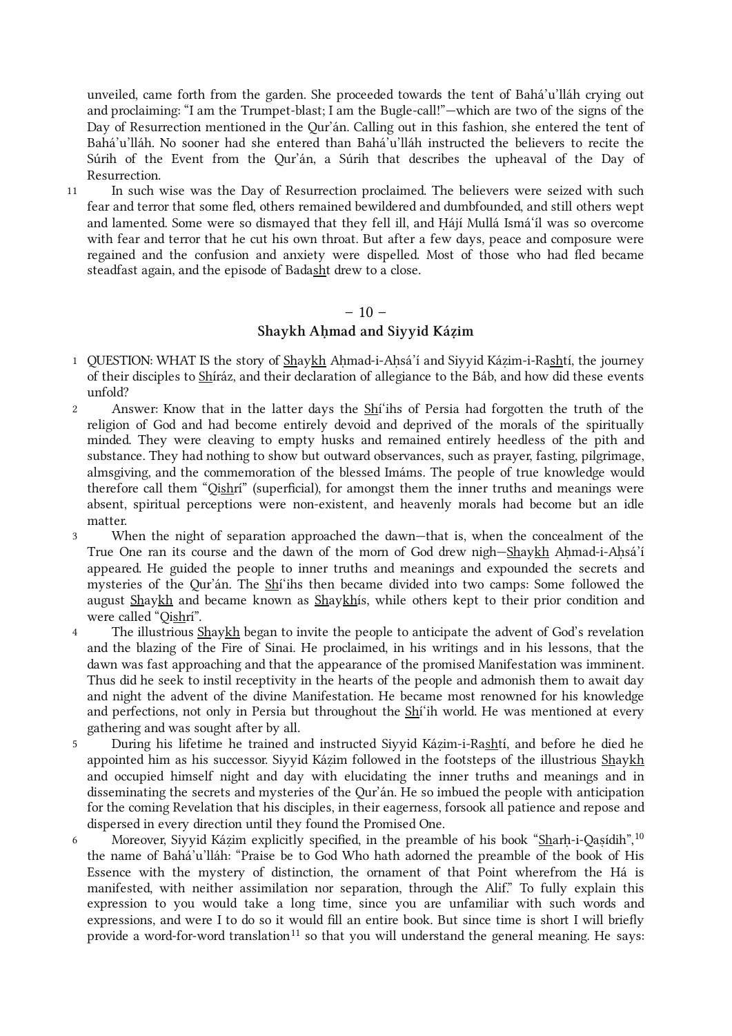unveiled, came forth from the garden. She proceeded towards the tent of Bahá'u'lláh crying out and proclaiming: "I am the Trumpet-blast; I am the Bugle-call!"—which are two of the signs of the Day of Resurrection mentioned in the Qur'án. Calling out in this fashion, she entered the tent of Bahá'u'lláh. No sooner had she entered than Bahá'u'lláh instructed the believers to recite the Súrih of the Event from the Qur'án, a Súrih that describes the upheaval of the Day of Resurrection.

11 In such wise was the Day of Resurrection proclaimed. The believers were seized with such fear and terror that some fled, others remained bewildered and dumbfounded, and still others wept and lamented. Some were so dismayed that they fell ill, and Ḥájí Mullá Ismá'íl was so overcome with fear and terror that he cut his own throat. But after a few days, peace and composure were regained and the confusion and anxiety were dispelled. Most of those who had fled became steadfast again, and the episode of Badasht drew to a close.

## – 10 –
## Shaykh Aḥmad and Siyyid Káẓim

1 QUESTION: WHAT IS the story of Shaykh Aḥmad-i-Aḥsá'í and Siyyid Káẓim-i-Rashtí, the journey of their disciples to Shíráz, and their declaration of allegiance to the Báb, and how did these events unfold?

2 Answer: Know that in the latter days the Shí'ihs of Persia had forgotten the truth of the religion of God and had become entirely devoid and deprived of the morals of the spiritually minded. They were cleaving to empty husks and remained entirely heedless of the pith and substance. They had nothing to show but outward observances, such as prayer, fasting, pilgrimage, almsgiving, and the commemoration of the blessed Imáms. The people of true knowledge would therefore call them "Qishrí" (superficial), for amongst them the inner truths and meanings were absent, spiritual perceptions were non-existent, and heavenly morals had become but an idle matter.

3 When the night of separation approached the dawn—that is, when the concealment of the True One ran its course and the dawn of the morn of God drew nigh—Shaykh Aḥmad-i-Aḥsá'í appeared. He guided the people to inner truths and meanings and expounded the secrets and mysteries of the Qur'án. The Shí'ihs then became divided into two camps: Some followed the august Shaykh and became known as Shaykhís, while others kept to their prior condition and were called "Qishrí".

4 The illustrious Shaykh began to invite the people to anticipate the advent of God's revelation and the blazing of the Fire of Sinai. He proclaimed, in his writings and in his lessons, that the dawn was fast approaching and that the appearance of the promised Manifestation was imminent. Thus did he seek to instil receptivity in the hearts of the people and admonish them to await day and night the advent of the divine Manifestation. He became most renowned for his knowledge and perfections, not only in Persia but throughout the Shí'ih world. He was mentioned at every gathering and was sought after by all.

5 During his lifetime he trained and instructed Siyyid Káẓim-i-Rashtí, and before he died he appointed him as his successor. Siyyid Káẓim followed in the footsteps of the illustrious Shaykh and occupied himself night and day with elucidating the inner truths and meanings and in disseminating the secrets and mysteries of the Qur'án. He so imbued the people with anticipation for the coming Revelation that his disciples, in their eagerness, forsook all patience and repose and dispersed in every direction until they found the Promised One.

6 Moreover, Siyyid Káẓim explicitly specified, in the preamble of his book "Sharḥ-i-Qaṣídih",[10] the name of Bahá'u'lláh: "Praise be to God Who hath adorned the preamble of the book of His Essence with the mystery of distinction, the ornament of that Point wherefrom the Há is manifested, with neither assimilation nor separation, through the Alif." To fully explain this expression to you would take a long time, since you are unfamiliar with such words and expressions, and were I to do so it would fill an entire book. But since time is short I will briefly provide a word-for-word translation[11] so that you will understand the general meaning. He says: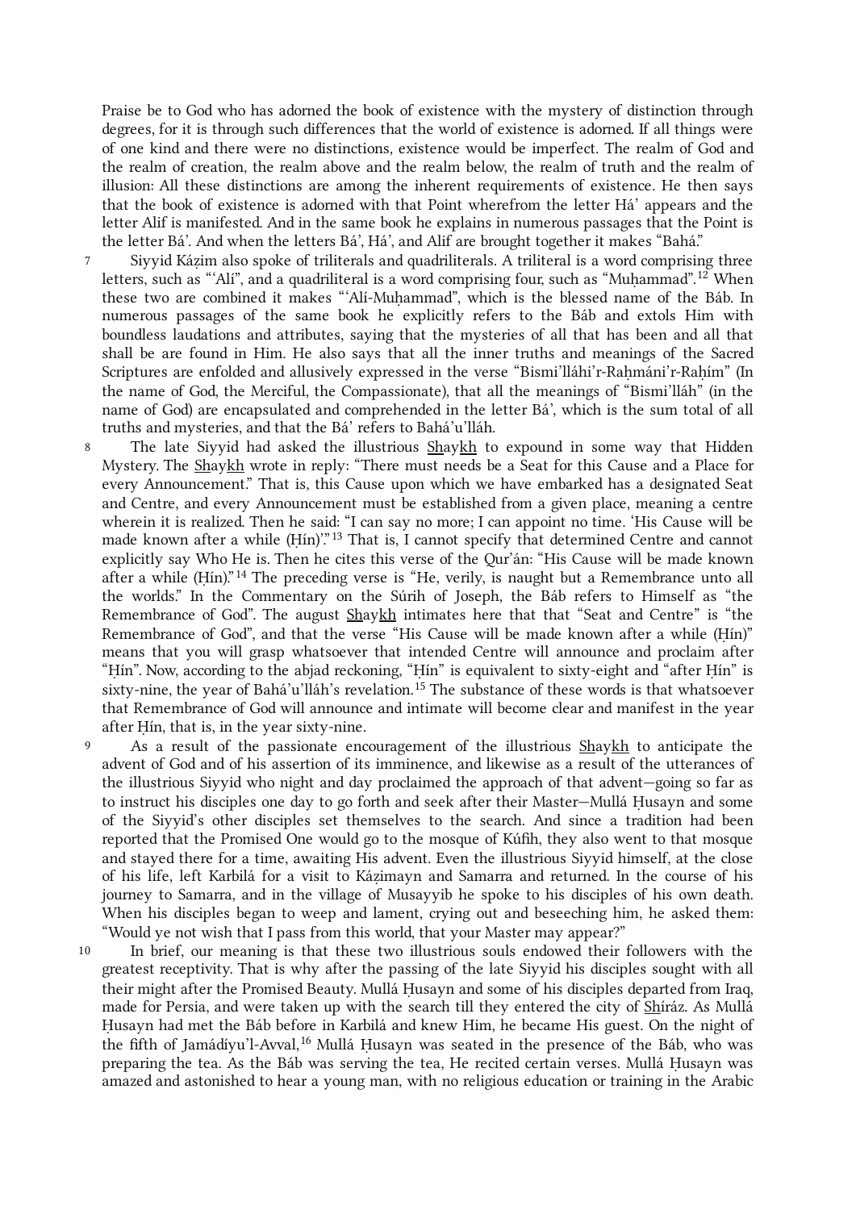Praise be to God who has adorned the book of existence with the mystery of distinction through degrees, for it is through such differences that the world of existence is adorned. If all things were of one kind and there were no distinctions, existence would be imperfect. The realm of God and the realm of creation, the realm above and the realm below, the realm of truth and the realm of illusion: All these distinctions are among the inherent requirements of existence. He then says that the book of existence is adorned with that Point wherefrom the letter Há' appears and the letter Alif is manifested. And in the same book he explains in numerous passages that the Point is the letter Bá'. And when the letters Bá', Há', and Alif are brought together it makes "Bahá."

7 Siyyid Káẓim also spoke of triliterals and quadriliterals. A triliteral is a word comprising three letters, such as "'Alí", and a quadriliteral is a word comprising four, such as "Muḥammad".[12] When these two are combined it makes "'Alí-Muḥammad", which is the blessed name of the Báb. In numerous passages of the same book he explicitly refers to the Báb and extols Him with boundless laudations and attributes, saying that the mysteries of all that has been and all that shall be are found in Him. He also says that all the inner truths and meanings of the Sacred Scriptures are enfolded and allusively expressed in the verse "Bismi'lláhi'r-Raḥmáni'r-Raḥím" (In the name of God, the Merciful, the Compassionate), that all the meanings of "Bismi'lláh" (in the name of God) are encapsulated and comprehended in the letter Bá', which is the sum total of all truths and mysteries, and that the Bá' refers to Bahá'u'lláh.

8 The late Siyyid had asked the illustrious Shaykh to expound in some way that Hidden Mystery. The Shaykh wrote in reply: "There must needs be a Seat for this Cause and a Place for every Announcement." That is, this Cause upon which we have embarked has a designated Seat and Centre, and every Announcement must be established from a given place, meaning a centre wherein it is realized. Then he said: "I can say no more; I can appoint no time. 'His Cause will be made known after a while (Ḥín)'."[13] That is, I cannot specify that determined Centre and cannot explicitly say Who He is. Then he cites this verse of the Qur'án: "His Cause will be made known after a while (Ḥín)."[14] The preceding verse is "He, verily, is naught but a Remembrance unto all the worlds." In the Commentary on the Súrih of Joseph, the Báb refers to Himself as "the Remembrance of God". The august Shaykh intimates here that that "Seat and Centre" is "the Remembrance of God", and that the verse "His Cause will be made known after a while (Ḥín)" means that you will grasp whatsoever that intended Centre will announce and proclaim after "Ḥín". Now, according to the abjad reckoning, "Ḥín" is equivalent to sixty-eight and "after Ḥín" is sixty-nine, the year of Bahá'u'lláh's revelation.[15] The substance of these words is that whatsoever that Remembrance of God will announce and intimate will become clear and manifest in the year after Ḥín, that is, in the year sixty-nine.

9 As a result of the passionate encouragement of the illustrious Shaykh to anticipate the advent of God and of his assertion of its imminence, and likewise as a result of the utterances of the illustrious Siyyid who night and day proclaimed the approach of that advent—going so far as to instruct his disciples one day to go forth and seek after their Master—Mullá Ḥusayn and some of the Siyyid's other disciples set themselves to the search. And since a tradition had been reported that the Promised One would go to the mosque of Kúfih, they also went to that mosque and stayed there for a time, awaiting His advent. Even the illustrious Siyyid himself, at the close of his life, left Karbilá for a visit to Káẓimayn and Samarra and returned. In the course of his journey to Samarra, and in the village of Musayyib he spoke to his disciples of his own death. When his disciples began to weep and lament, crying out and beseeching him, he asked them: "Would ye not wish that I pass from this world, that your Master may appear?"

10 In brief, our meaning is that these two illustrious souls endowed their followers with the greatest receptivity. That is why after the passing of the late Siyyid his disciples sought with all their might after the Promised Beauty. Mullá Ḥusayn and some of his disciples departed from Iraq, made for Persia, and were taken up with the search till they entered the city of Shíráz. As Mullá Ḥusayn had met the Báb before in Karbilá and knew Him, he became His guest. On the night of the fifth of Jamádíyu'l-Avval,[16] Mullá Ḥusayn was seated in the presence of the Báb, who was preparing the tea. As the Báb was serving the tea, He recited certain verses. Mullá Ḥusayn was amazed and astonished to hear a young man, with no religious education or training in the Arabic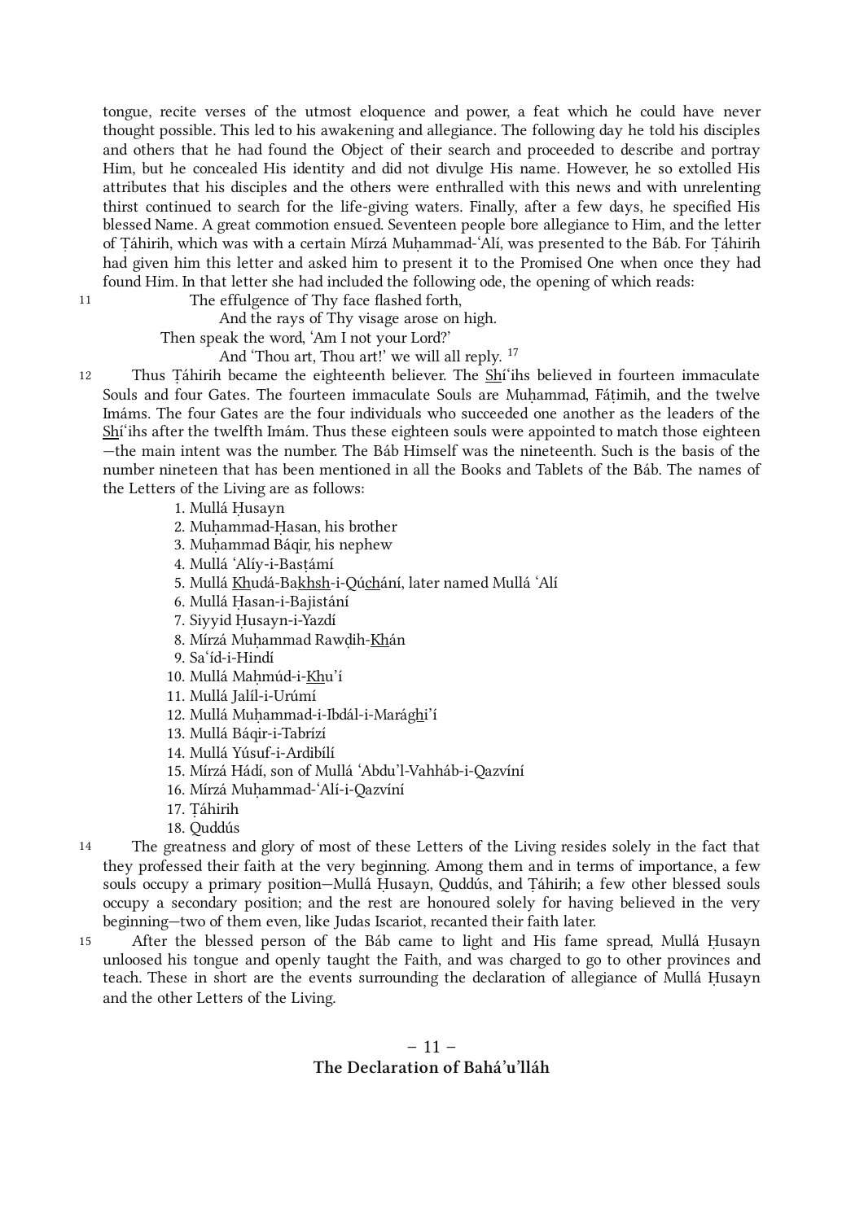tongue, recite verses of the utmost eloquence and power, a feat which he could have never thought possible. This led to his awakening and allegiance. The following day he told his disciples and others that he had found the Object of their search and proceeded to describe and portray Him, but he concealed His identity and did not divulge His name. However, he so extolled His attributes that his disciples and the others were enthralled with this news and with unrelenting thirst continued to search for the life-giving waters. Finally, after a few days, he specified His blessed Name. A great commotion ensued. Seventeen people bore allegiance to Him, and the letter of Ṭáhirih, which was with a certain Mírzá Muḥammad-ʿAlí, was presented to the Báb. For Ṭáhirih had given him this letter and asked him to present it to the Promised One when once they had found Him. In that letter she had included the following ode, the opening of which reads:

11 The effulgence of Thy face flashed forth,
And the rays of Thy visage arose on high.
Then speak the word, 'Am I not your Lord?'
And 'Thou art, Thou art!' we will all reply. [17]

12 Thus Ṭáhirih became the eighteenth believer. The Shíʿihs believed in fourteen immaculate Souls and four Gates. The fourteen immaculate Souls are Muḥammad, Fáṭimih, and the twelve Imáms. The four Gates are the four individuals who succeeded one another as the leaders of the Shíʿihs after the twelfth Imám. Thus these eighteen souls were appointed to match those eighteen—the main intent was the number. The Báb Himself was the nineteenth. Such is the basis of the number nineteen that has been mentioned in all the Books and Tablets of the Báb. The names of the Letters of the Living are as follows:

1. Mullá Ḥusayn
2. Muḥammad-Ḥasan, his brother
3. Muḥammad Báqir, his nephew
4. Mullá ʿAlíy-i-Basṭámí
5. Mullá Khudá-Bakhsh-i-Qúchání, later named Mullá ʿAlí
6. Mullá Ḥasan-i-Bajistání
7. Siyyid Ḥusayn-i-Yazdí
8. Mírzá Muḥammad Rawḍih-Khán
9. Saʿíd-i-Hindí
10. Mullá Maḥmúd-i-Khuʾí
11. Mullá Jalíl-i-Urúmí
12. Mullá Muḥammad-i-Ibdál-i-Marághiʾí
13. Mullá Báqir-i-Tabrízí
14. Mullá Yúsuf-i-Ardibílí
15. Mírzá Hádí, son of Mullá ʿAbduʾl-Vahháb-i-Qazvíní
16. Mírzá Muḥammad-ʿAlí-i-Qazvíní
17. Ṭáhirih
18. Quddús

14 The greatness and glory of most of these Letters of the Living resides solely in the fact that they professed their faith at the very beginning. Among them and in terms of importance, a few souls occupy a primary position—Mullá Ḥusayn, Quddús, and Ṭáhirih; a few other blessed souls occupy a secondary position; and the rest are honoured solely for having believed in the very beginning—two of them even, like Judas Iscariot, recanted their faith later.

15 After the blessed person of the Báb came to light and His fame spread, Mullá Ḥusayn unloosed his tongue and openly taught the Faith, and was charged to go to other provinces and teach. These in short are the events surrounding the declaration of allegiance of Mullá Ḥusayn and the other Letters of the Living.

## – 11 –
## The Declaration of Baháʾuʾlláh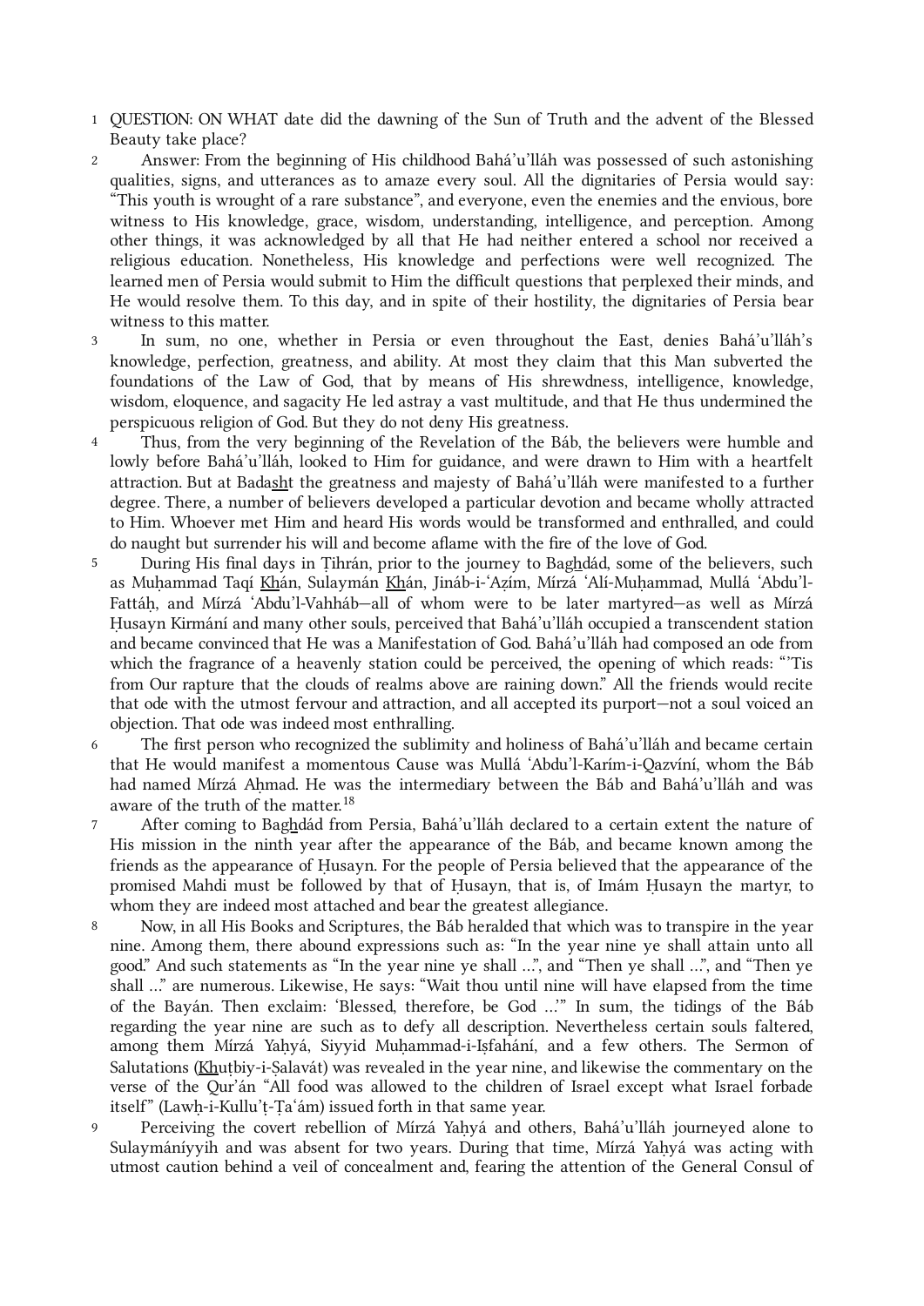1 QUESTION: ON WHAT date did the dawning of the Sun of Truth and the advent of the Blessed Beauty take place?

2 Answer: From the beginning of His childhood Bahá'u'lláh was possessed of such astonishing qualities, signs, and utterances as to amaze every soul. All the dignitaries of Persia would say: "This youth is wrought of a rare substance", and everyone, even the enemies and the envious, bore witness to His knowledge, grace, wisdom, understanding, intelligence, and perception. Among other things, it was acknowledged by all that He had neither entered a school nor received a religious education. Nonetheless, His knowledge and perfections were well recognized. The learned men of Persia would submit to Him the difficult questions that perplexed their minds, and He would resolve them. To this day, and in spite of their hostility, the dignitaries of Persia bear witness to this matter.

3 In sum, no one, whether in Persia or even throughout the East, denies Bahá'u'lláh's knowledge, perfection, greatness, and ability. At most they claim that this Man subverted the foundations of the Law of God, that by means of His shrewdness, intelligence, knowledge, wisdom, eloquence, and sagacity He led astray a vast multitude, and that He thus undermined the perspicuous religion of God. But they do not deny His greatness.

4 Thus, from the very beginning of the Revelation of the Báb, the believers were humble and lowly before Bahá'u'lláh, looked to Him for guidance, and were drawn to Him with a heartfelt attraction. But at Badasht the greatness and majesty of Bahá'u'lláh were manifested to a further degree. There, a number of believers developed a particular devotion and became wholly attracted to Him. Whoever met Him and heard His words would be transformed and enthralled, and could do naught but surrender his will and become aflame with the fire of the love of God.

5 During His final days in Ṭihrán, prior to the journey to Baghdád, some of the believers, such as Muḥammad Taqí Khán, Sulaymán Khán, Jináb-i-'Aẓím, Mírzá 'Alí-Muḥammad, Mullá 'Abdu'l-Fattáḥ, and Mírzá 'Abdu'l-Vahháb—all of whom were to be later martyred—as well as Mírzá Ḥusayn Kirmání and many other souls, perceived that Bahá'u'lláh occupied a transcendent station and became convinced that He was a Manifestation of God. Bahá'u'lláh had composed an ode from which the fragrance of a heavenly station could be perceived, the opening of which reads: "'Tis from Our rapture that the clouds of realms above are raining down." All the friends would recite that ode with the utmost fervour and attraction, and all accepted its purport—not a soul voiced an objection. That ode was indeed most enthralling.

6 The first person who recognized the sublimity and holiness of Bahá'u'lláh and became certain that He would manifest a momentous Cause was Mullá 'Abdu'l-Karím-i-Qazvíní, whom the Báb had named Mírzá Aḥmad. He was the intermediary between the Báb and Bahá'u'lláh and was aware of the truth of the matter.[18]

7 After coming to Baghdád from Persia, Bahá'u'lláh declared to a certain extent the nature of His mission in the ninth year after the appearance of the Báb, and became known among the friends as the appearance of Ḥusayn. For the people of Persia believed that the appearance of the promised Mahdi must be followed by that of Ḥusayn, that is, of Imám Ḥusayn the martyr, to whom they are indeed most attached and bear the greatest allegiance.

8 Now, in all His Books and Scriptures, the Báb heralded that which was to transpire in the year nine. Among them, there abound expressions such as: "In the year nine ye shall attain unto all good." And such statements as "In the year nine ye shall …", and "Then ye shall …", and "Then ye shall …" are numerous. Likewise, He says: "Wait thou until nine will have elapsed from the time of the Bayán. Then exclaim: 'Blessed, therefore, be God …'" In sum, the tidings of the Báb regarding the year nine are such as to defy all description. Nevertheless certain souls faltered, among them Mírzá Yaḥyá, Siyyid Muḥammad-i-Iṣfahání, and a few others. The Sermon of Salutations (Khuṭbiy-i-Ṣalavát) was revealed in the year nine, and likewise the commentary on the verse of the Qur'án "All food was allowed to the children of Israel except what Israel forbade itself" (Lawḥ-i-Kullu'ṭ-Ṭa'ám) issued forth in that same year.

9 Perceiving the covert rebellion of Mírzá Yaḥyá and others, Bahá'u'lláh journeyed alone to Sulaymáníyyih and was absent for two years. During that time, Mírzá Yaḥyá was acting with utmost caution behind a veil of concealment and, fearing the attention of the General Consul of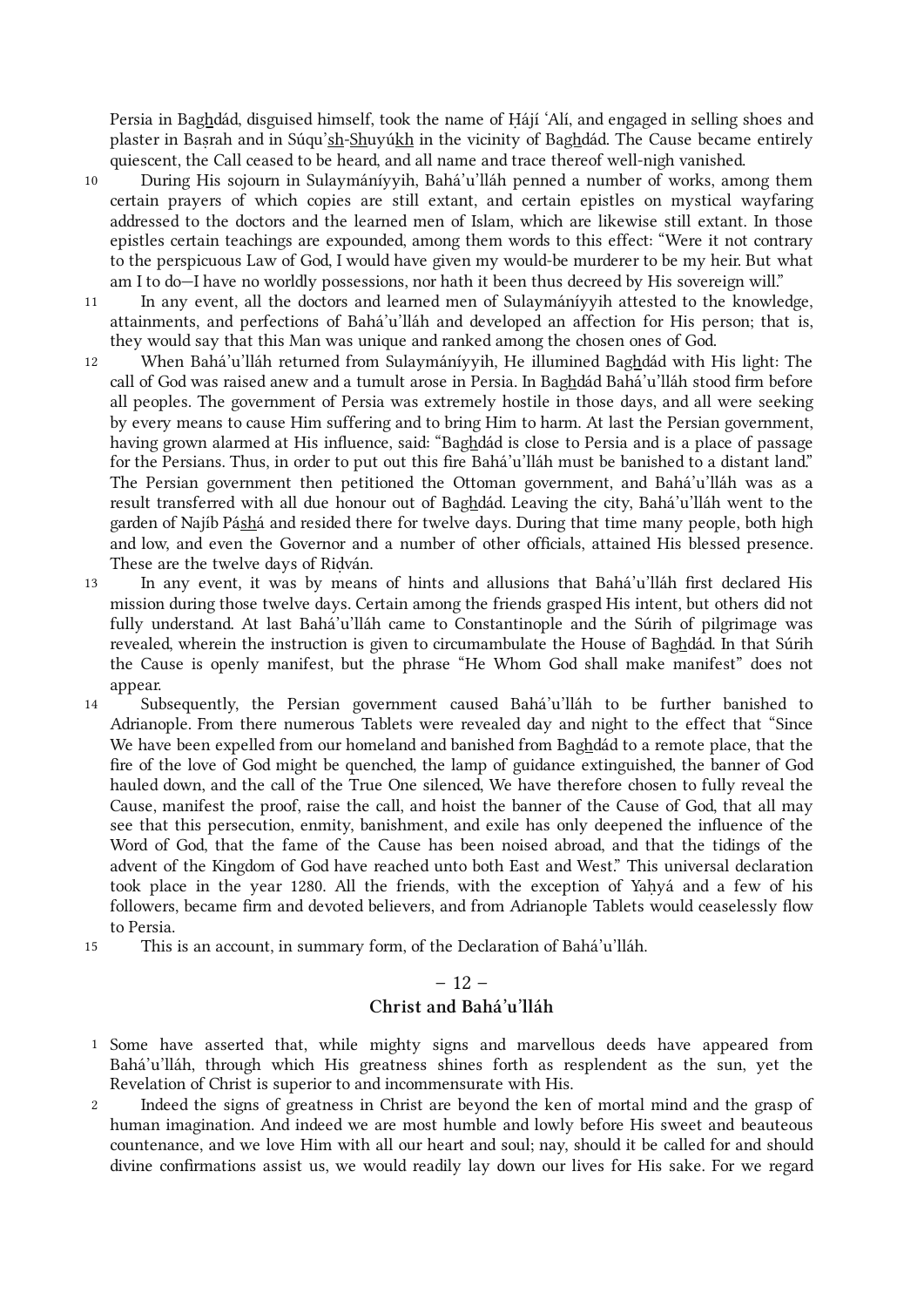Persia in Baghdád, disguised himself, took the name of Ḥájí ʻAlí, and engaged in selling shoes and plaster in Baṣrah and in Súqu'sh-Shuyúkh in the vicinity of Baghdád. The Cause became entirely quiescent, the Call ceased to be heard, and all name and trace thereof well-nigh vanished.

10 During His sojourn in Sulaymáníyyih, Bahá'u'lláh penned a number of works, among them certain prayers of which copies are still extant, and certain epistles on mystical wayfaring addressed to the doctors and the learned men of Islam, which are likewise still extant. In those epistles certain teachings are expounded, among them words to this effect: "Were it not contrary to the perspicuous Law of God, I would have given my would-be murderer to be my heir. But what am I to do—I have no worldly possessions, nor hath it been thus decreed by His sovereign will."

11 In any event, all the doctors and learned men of Sulaymáníyyih attested to the knowledge, attainments, and perfections of Bahá'u'lláh and developed an affection for His person; that is, they would say that this Man was unique and ranked among the chosen ones of God.

12 When Bahá'u'lláh returned from Sulaymáníyyih, He illumined Baghdád with His light: The call of God was raised anew and a tumult arose in Persia. In Baghdád Bahá'u'lláh stood firm before all peoples. The government of Persia was extremely hostile in those days, and all were seeking by every means to cause Him suffering and to bring Him to harm. At last the Persian government, having grown alarmed at His influence, said: "Baghdád is close to Persia and is a place of passage for the Persians. Thus, in order to put out this fire Bahá'u'lláh must be banished to a distant land." The Persian government then petitioned the Ottoman government, and Bahá'u'lláh was as a result transferred with all due honour out of Baghdád. Leaving the city, Bahá'u'lláh went to the garden of Najíb Páshá and resided there for twelve days. During that time many people, both high and low, and even the Governor and a number of other officials, attained His blessed presence. These are the twelve days of Riḍván.

13 In any event, it was by means of hints and allusions that Bahá'u'lláh first declared His mission during those twelve days. Certain among the friends grasped His intent, but others did not fully understand. At last Bahá'u'lláh came to Constantinople and the Súrih of pilgrimage was revealed, wherein the instruction is given to circumambulate the House of Baghdád. In that Súrih the Cause is openly manifest, but the phrase "He Whom God shall make manifest" does not appear.

14 Subsequently, the Persian government caused Bahá'u'lláh to be further banished to Adrianople. From there numerous Tablets were revealed day and night to the effect that "Since We have been expelled from our homeland and banished from Baghdád to a remote place, that the fire of the love of God might be quenched, the lamp of guidance extinguished, the banner of God hauled down, and the call of the True One silenced, We have therefore chosen to fully reveal the Cause, manifest the proof, raise the call, and hoist the banner of the Cause of God, that all may see that this persecution, enmity, banishment, and exile has only deepened the influence of the Word of God, that the fame of the Cause has been noised abroad, and that the tidings of the advent of the Kingdom of God have reached unto both East and West." This universal declaration took place in the year 1280. All the friends, with the exception of Yaḥyá and a few of his followers, became firm and devoted believers, and from Adrianople Tablets would ceaselessly flow to Persia.

15 This is an account, in summary form, of the Declaration of Bahá'u'lláh.

## – 12 –
## Christ and Bahá'u'lláh

1 Some have asserted that, while mighty signs and marvellous deeds have appeared from Bahá'u'lláh, through which His greatness shines forth as resplendent as the sun, yet the Revelation of Christ is superior to and incommensurate with His.

2 Indeed the signs of greatness in Christ are beyond the ken of mortal mind and the grasp of human imagination. And indeed we are most humble and lowly before His sweet and beauteous countenance, and we love Him with all our heart and soul; nay, should it be called for and should divine confirmations assist us, we would readily lay down our lives for His sake. For we regard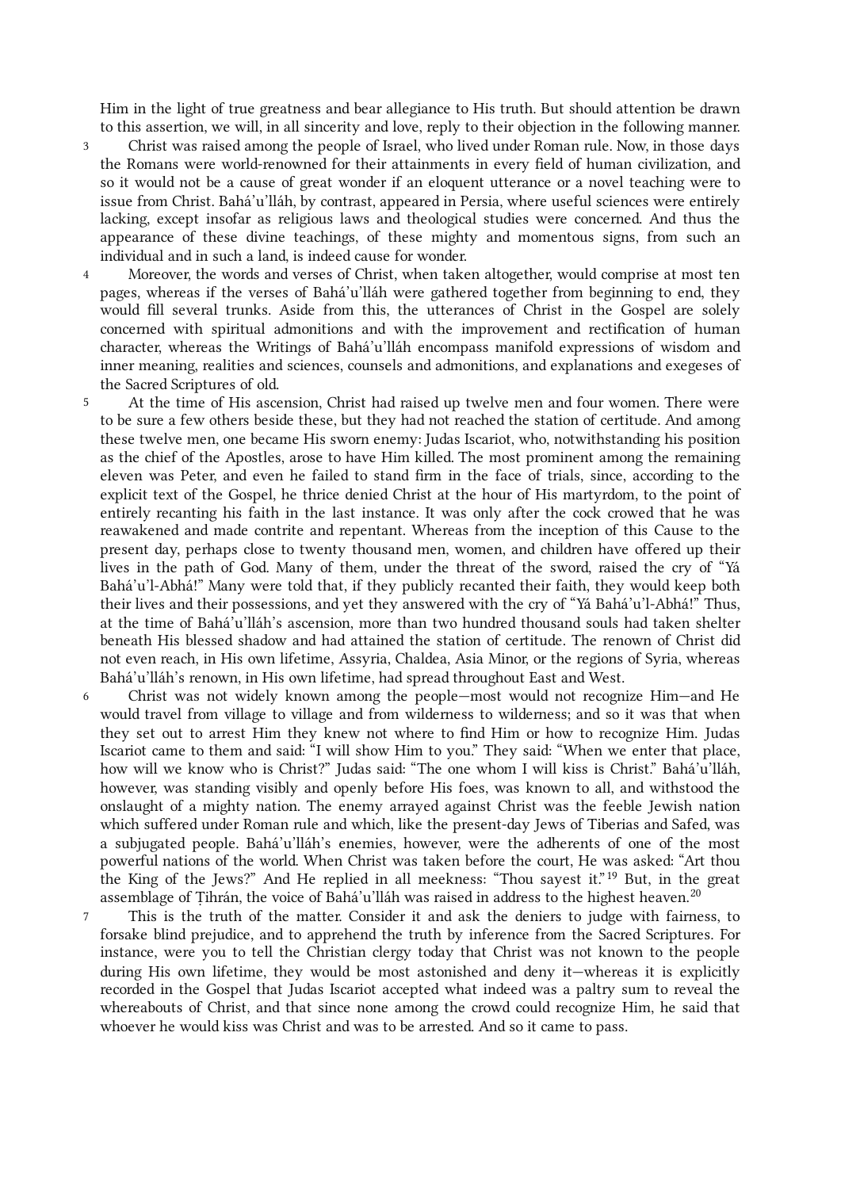Him in the light of true greatness and bear allegiance to His truth. But should attention be drawn to this assertion, we will, in all sincerity and love, reply to their objection in the following manner.

3 Christ was raised among the people of Israel, who lived under Roman rule. Now, in those days the Romans were world-renowned for their attainments in every field of human civilization, and so it would not be a cause of great wonder if an eloquent utterance or a novel teaching were to issue from Christ. Bahá'u'lláh, by contrast, appeared in Persia, where useful sciences were entirely lacking, except insofar as religious laws and theological studies were concerned. And thus the appearance of these divine teachings, of these mighty and momentous signs, from such an individual and in such a land, is indeed cause for wonder.

4 Moreover, the words and verses of Christ, when taken altogether, would comprise at most ten pages, whereas if the verses of Bahá'u'lláh were gathered together from beginning to end, they would fill several trunks. Aside from this, the utterances of Christ in the Gospel are solely concerned with spiritual admonitions and with the improvement and rectification of human character, whereas the Writings of Bahá'u'lláh encompass manifold expressions of wisdom and inner meaning, realities and sciences, counsels and admonitions, and explanations and exegeses of the Sacred Scriptures of old.

5 At the time of His ascension, Christ had raised up twelve men and four women. There were to be sure a few others beside these, but they had not reached the station of certitude. And among these twelve men, one became His sworn enemy: Judas Iscariot, who, notwithstanding his position as the chief of the Apostles, arose to have Him killed. The most prominent among the remaining eleven was Peter, and even he failed to stand firm in the face of trials, since, according to the explicit text of the Gospel, he thrice denied Christ at the hour of His martyrdom, to the point of entirely recanting his faith in the last instance. It was only after the cock crowed that he was reawakened and made contrite and repentant. Whereas from the inception of this Cause to the present day, perhaps close to twenty thousand men, women, and children have offered up their lives in the path of God. Many of them, under the threat of the sword, raised the cry of "Yá Bahá'u'l-Abhá!" Many were told that, if they publicly recanted their faith, they would keep both their lives and their possessions, and yet they answered with the cry of "Yá Bahá'u'l-Abhá!" Thus, at the time of Bahá'u'lláh's ascension, more than two hundred thousand souls had taken shelter beneath His blessed shadow and had attained the station of certitude. The renown of Christ did not even reach, in His own lifetime, Assyria, Chaldea, Asia Minor, or the regions of Syria, whereas Bahá'u'lláh's renown, in His own lifetime, had spread throughout East and West.

6 Christ was not widely known among the people—most would not recognize Him—and He would travel from village to village and from wilderness to wilderness; and so it was that when they set out to arrest Him they knew not where to find Him or how to recognize Him. Judas Iscariot came to them and said: "I will show Him to you." They said: "When we enter that place, how will we know who is Christ?" Judas said: "The one whom I will kiss is Christ." Bahá'u'lláh, however, was standing visibly and openly before His foes, was known to all, and withstood the onslaught of a mighty nation. The enemy arrayed against Christ was the feeble Jewish nation which suffered under Roman rule and which, like the present-day Jews of Tiberias and Safed, was a subjugated people. Bahá'u'lláh's enemies, however, were the adherents of one of the most powerful nations of the world. When Christ was taken before the court, He was asked: "Art thou the King of the Jews?" And He replied in all meekness: "Thou sayest it."[19] But, in the great assemblage of Ṭihrán, the voice of Bahá'u'lláh was raised in address to the highest heaven.[20]

7 This is the truth of the matter. Consider it and ask the deniers to judge with fairness, to forsake blind prejudice, and to apprehend the truth by inference from the Sacred Scriptures. For instance, were you to tell the Christian clergy today that Christ was not known to the people during His own lifetime, they would be most astonished and deny it—whereas it is explicitly recorded in the Gospel that Judas Iscariot accepted what indeed was a paltry sum to reveal the whereabouts of Christ, and that since none among the crowd could recognize Him, he said that whoever he would kiss was Christ and was to be arrested. And so it came to pass.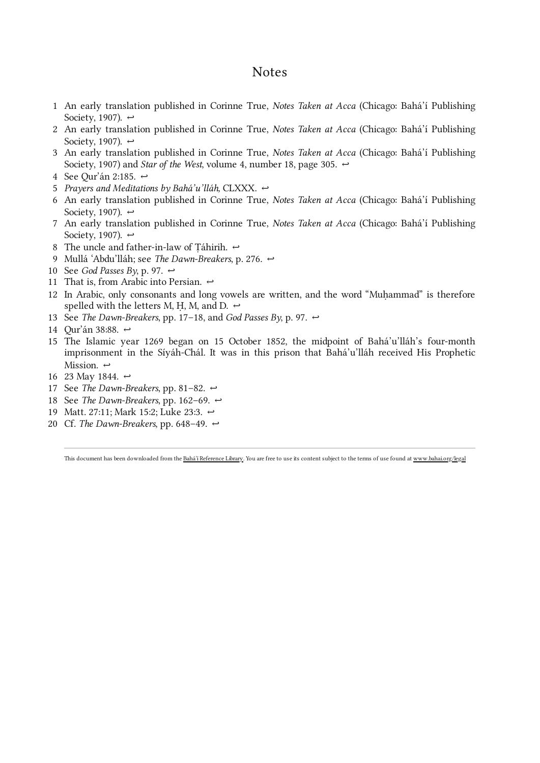# Notes

1. An early translation published in Corinne True, *Notes Taken at Acca* (Chicago: Bahá'í Publishing Society, 1907). ↩
2. An early translation published in Corinne True, *Notes Taken at Acca* (Chicago: Bahá'í Publishing Society, 1907). ↩
3. An early translation published in Corinne True, *Notes Taken at Acca* (Chicago: Bahá'í Publishing Society, 1907) and *Star of the West*, volume 4, number 18, page 305. ↩
4. See Qur'án 2:185. ↩
5. *Prayers and Meditations by Bahá'u'lláh*, CLXXX. ↩
6. An early translation published in Corinne True, *Notes Taken at Acca* (Chicago: Bahá'í Publishing Society, 1907). ↩
7. An early translation published in Corinne True, *Notes Taken at Acca* (Chicago: Bahá'í Publishing Society, 1907). ↩
8. The uncle and father-in-law of Ṭáhirih. ↩
9. Mullá 'Abdu'lláh; see *The Dawn-Breakers*, p. 276. ↩
10. See *God Passes By*, p. 97. ↩
11. That is, from Arabic into Persian. ↩
12. In Arabic, only consonants and long vowels are written, and the word "Muḥammad" is therefore spelled with the letters M, Ḥ, M, and D. ↩
13. See *The Dawn-Breakers*, pp. 17–18, and *God Passes By*, p. 97. ↩
14. Qur'án 38:88. ↩
15. The Islamic year 1269 began on 15 October 1852, the midpoint of Bahá'u'lláh's four-month imprisonment in the Síyáh-Chál. It was in this prison that Bahá'u'lláh received His Prophetic Mission. ↩
16. 23 May 1844. ↩
17. See *The Dawn-Breakers*, pp. 81–82. ↩
18. See *The Dawn-Breakers*, pp. 162–69. ↩
19. Matt. 27:11; Mark 15:2; Luke 23:3. ↩
20. Cf. *The Dawn-Breakers*, pp. 648–49. ↩

---

This document has been downloaded from the Bahá'í Reference Library. You are free to use its content subject to the terms of use found at www.bahai.org/legal